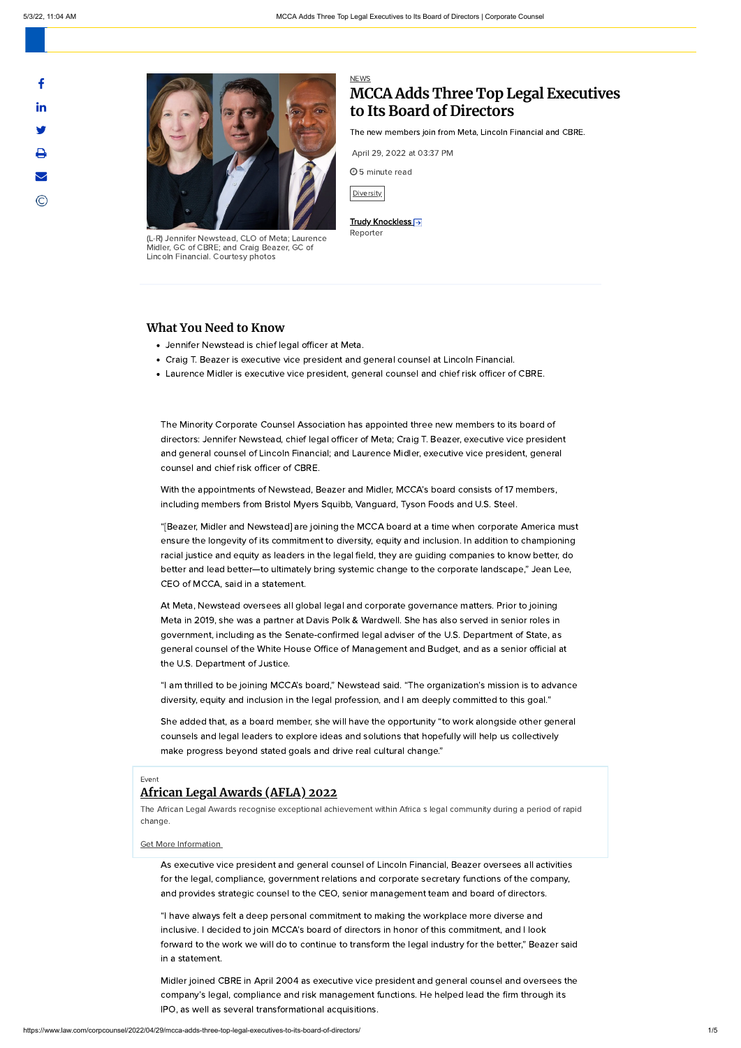NEWS

# MCCA Adds Three Top Legal Executives to Its Board of Directors

The new members join from Meta, Lincoln Financial and CBRE.

April 29, 2022 at 03:37 PM

5 minute read

Diversity

Trudy Knockless
Reporter

(L-R) Jennifer Newstead, CLO of Meta; Laurence Midler, GC of CBRE; and Craig Beazer, GC of Lincoln Financial. Courtesy photos

## What You Need to Know

- Jennifer Newstead is chief legal officer at Meta.
- Craig T. Beazer is executive vice president and general counsel at Lincoln Financial.
- Laurence Midler is executive vice president, general counsel and chief risk officer of CBRE.

The Minority Corporate Counsel Association has appointed three new members to its board of directors: Jennifer Newstead, chief legal officer of Meta; Craig T. Beazer, executive vice president and general counsel of Lincoln Financial; and Laurence Midler, executive vice president, general counsel and chief risk officer of CBRE.

With the appointments of Newstead, Beazer and Midler, MCCA's board consists of 17 members, including members from Bristol Myers Squibb, Vanguard, Tyson Foods and U.S. Steel.

"[Beazer, Midler and Newstead] are joining the MCCA board at a time when corporate America must ensure the longevity of its commitment to diversity, equity and inclusion. In addition to championing racial justice and equity as leaders in the legal field, they are guiding companies to know better, do better and lead better—to ultimately bring systemic change to the corporate landscape," Jean Lee, CEO of MCCA, said in a statement.

At Meta, Newstead oversees all global legal and corporate governance matters. Prior to joining Meta in 2019, she was a partner at Davis Polk & Wardwell. She has also served in senior roles in government, including as the Senate-confirmed legal adviser of the U.S. Department of State, as general counsel of the White House Office of Management and Budget, and as a senior official at the U.S. Department of Justice.

"I am thrilled to be joining MCCA's board," Newstead said. "The organization's mission is to advance diversity, equity and inclusion in the legal profession, and I am deeply committed to this goal."

She added that, as a board member, she will have the opportunity "to work alongside other general counsels and legal leaders to explore ideas and solutions that hopefully will help us collectively make progress beyond stated goals and drive real cultural change."

Event

**African Legal Awards (AFLA) 2022**

The African Legal Awards recognise exceptional achievement within Africa s legal community during a period of rapid change.

Get More Information

As executive vice president and general counsel of Lincoln Financial, Beazer oversees all activities for the legal, compliance, government relations and corporate secretary functions of the company, and provides strategic counsel to the CEO, senior management team and board of directors.

"I have always felt a deep personal commitment to making the workplace more diverse and inclusive. I decided to join MCCA's board of directors in honor of this commitment, and I look forward to the work we will do to continue to transform the legal industry for the better," Beazer said in a statement.

Midler joined CBRE in April 2004 as executive vice president and general counsel and oversees the company's legal, compliance and risk management functions. He helped lead the firm through its IPO, as well as several transformational acquisitions.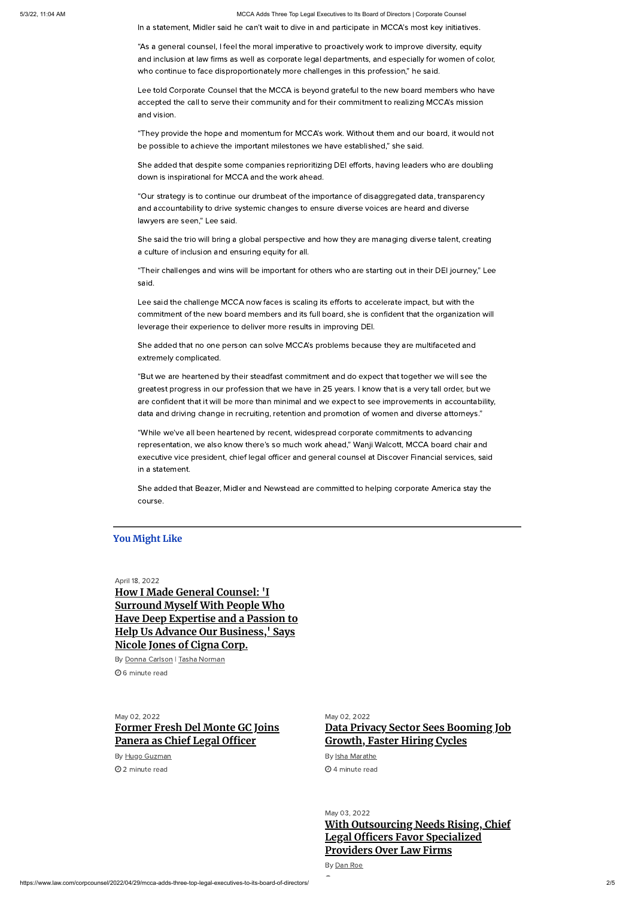In a statement, Midler said he can't wait to dive in and participate in MCCA's most key initiatives.

"As a general counsel, I feel the moral imperative to proactively work to improve diversity, equity and inclusion at law firms as well as corporate legal departments, and especially for women of color, who continue to face disproportionately more challenges in this profession," he said.

Lee told Corporate Counsel that the MCCA is beyond grateful to the new board members who have accepted the call to serve their community and for their commitment to realizing MCCA's mission and vision.

"They provide the hope and momentum for MCCA's work. Without them and our board, it would not be possible to achieve the important milestones we have established," she said.

She added that despite some companies reprioritizing DEI efforts, having leaders who are doubling down is inspirational for MCCA and the work ahead.

"Our strategy is to continue our drumbeat of the importance of disaggregated data, transparency and accountability to drive systemic changes to ensure diverse voices are heard and diverse lawyers are seen," Lee said.

She said the trio will bring a global perspective and how they are managing diverse talent, creating a culture of inclusion and ensuring equity for all.

"Their challenges and wins will be important for others who are starting out in their DEI journey," Lee said.

Lee said the challenge MCCA now faces is scaling its efforts to accelerate impact, but with the commitment of the new board members and its full board, she is confident that the organization will leverage their experience to deliver more results in improving DEI.

She added that no one person can solve MCCA's problems because they are multifaceted and extremely complicated.

"But we are heartened by their steadfast commitment and do expect that together we will see the greatest progress in our profession that we have in 25 years. I know that is a very tall order, but we are confident that it will be more than minimal and we expect to see improvements in accountability, data and driving change in recruiting, retention and promotion of women and diverse attorneys."

"While we've all been heartened by recent, widespread corporate commitments to advancing representation, we also know there's so much work ahead," Wanji Walcott, MCCA board chair and executive vice president, chief legal officer and general counsel at Discover Financial services, said in a statement.

She added that Beazer, Midler and Newstead are committed to helping corporate America stay the course.

## You Might Like

April 18, 2022

### How I Made General Counsel: 'I Surround Myself With People Who Have Deep Expertise and a Passion to Help Us Advance Our Business,' Says Nicole Jones of Cigna Corp.

By Donna Carlson | Tasha Norman

6 minute read

May 02, 2022

### Former Fresh Del Monte GC Joins Panera as Chief Legal Officer

By Hugo Guzman

2 minute read

May 02, 2022

### Data Privacy Sector Sees Booming Job Growth, Faster Hiring Cycles

By Isha Marathe

4 minute read

May 03, 2022

### With Outsourcing Needs Rising, Chief Legal Officers Favor Specialized Providers Over Law Firms

By Dan Roe